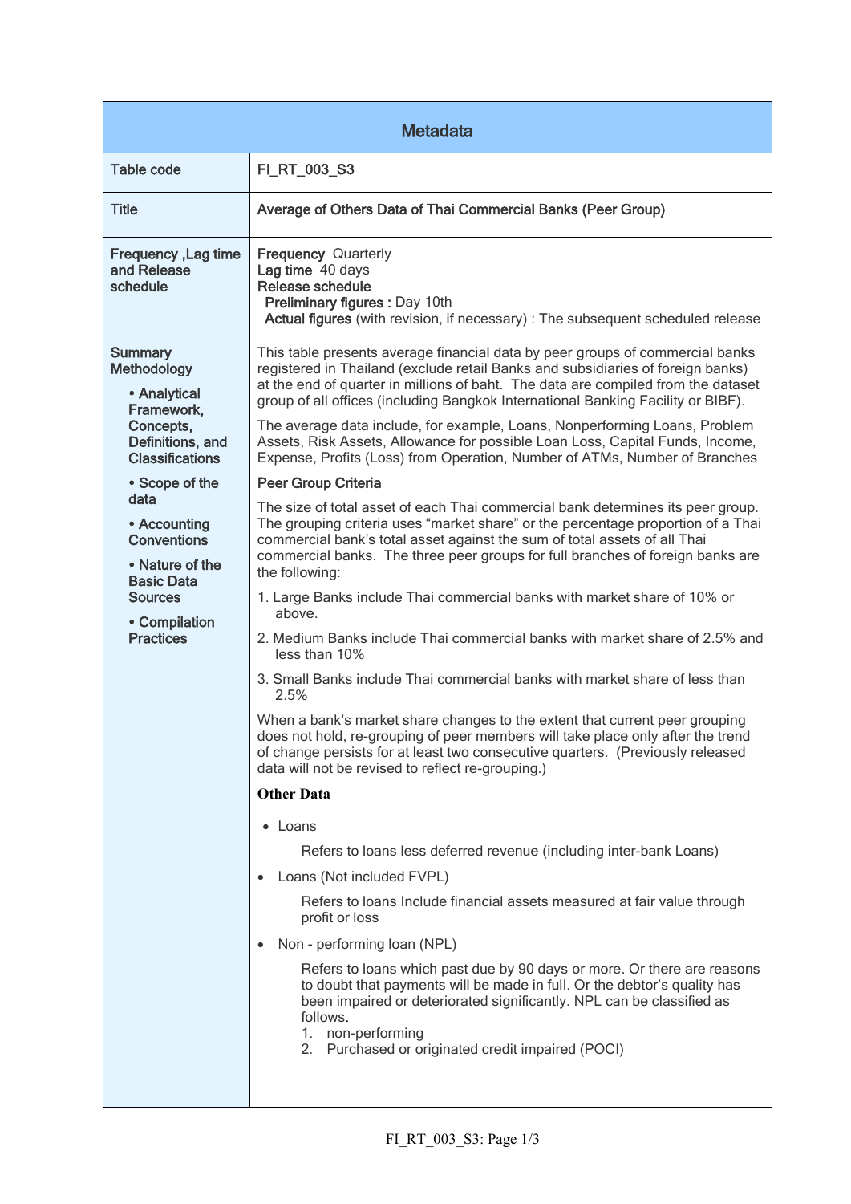# Metadata

| Field | Content |
|---|---|
| Table code | FI_RT_003_S3 |
| Title | Average of Others Data of Thai Commercial Banks (Peer Group) |
| Frequency ,Lag time and Release schedule | **Frequency** Quarterly<br>**Lag time** 40 days<br>**Release schedule**<br>**Preliminary figures :** Day 10th<br>**Actual figures** (with revision, if necessary) : The subsequent scheduled release |
| Summary Methodology<br>• Analytical Framework, Concepts, Definitions, and Classifications<br>• Scope of the data<br>• Accounting Conventions<br>• Nature of the Basic Data Sources<br>• Compilation Practices | This table presents average financial data by peer groups of commercial banks registered in Thailand (exclude retail Banks and subsidiaries of foreign banks) at the end of quarter in millions of baht. The data are compiled from the dataset group of all offices (including Bangkok International Banking Facility or BIBF).<br><br>The average data include, for example, Loans, Nonperforming Loans, Problem Assets, Risk Assets, Allowance for possible Loan Loss, Capital Funds, Income, Expense, Profits (Loss) from Operation, Number of ATMs, Number of Branches<br><br>**Peer Group Criteria**<br><br>The size of total asset of each Thai commercial bank determines its peer group. The grouping criteria uses "market share" or the percentage proportion of a Thai commercial bank's total asset against the sum of total assets of all Thai commercial banks. The three peer groups for full branches of foreign banks are the following:<br><br>1. Large Banks include Thai commercial banks with market share of 10% or above.<br>2. Medium Banks include Thai commercial banks with market share of 2.5% and less than 10%<br>3. Small Banks include Thai commercial banks with market share of less than 2.5%<br><br>When a bank's market share changes to the extent that current peer grouping does not hold, re-grouping of peer members will take place only after the trend of change persists for at least two consecutive quarters. (Previously released data will not be revised to reflect re-grouping.)<br><br>**Other Data**<br><br>• Loans<br>Refers to loans less deferred revenue (including inter-bank Loans)<br><br>• Loans (Not included FVPL)<br>Refers to loans Include financial assets measured at fair value through profit or loss<br><br>• Non - performing loan (NPL)<br>Refers to loans which past due by 90 days or more. Or there are reasons to doubt that payments will be made in full. Or the debtor's quality has been impaired or deteriorated significantly. NPL can be classified as follows.<br>1. non-performing<br>2. Purchased or originated credit impaired (POCI) |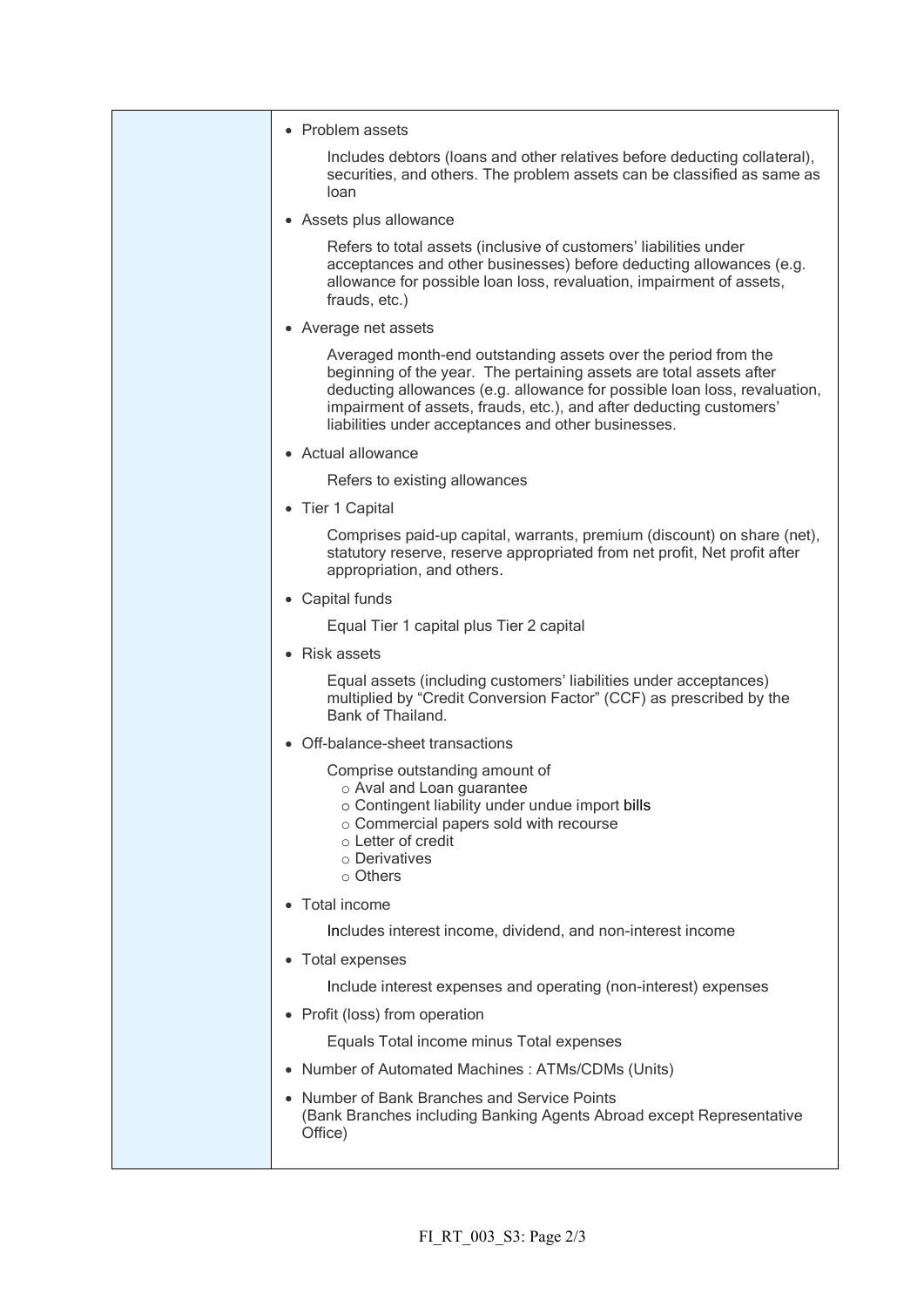- Problem assets

  Includes debtors (loans and other relatives before deducting collateral), securities, and others. The problem assets can be classified as same as loan

- Assets plus allowance

  Refers to total assets (inclusive of customers' liabilities under acceptances and other businesses) before deducting allowances (e.g. allowance for possible loan loss, revaluation, impairment of assets, frauds, etc.)

- Average net assets

  Averaged month-end outstanding assets over the period from the beginning of the year. The pertaining assets are total assets after deducting allowances (e.g. allowance for possible loan loss, revaluation, impairment of assets, frauds, etc.), and after deducting customers' liabilities under acceptances and other businesses.

- Actual allowance

  Refers to existing allowances

- Tier 1 Capital

  Comprises paid-up capital, warrants, premium (discount) on share (net), statutory reserve, reserve appropriated from net profit, Net profit after appropriation, and others.

- Capital funds

  Equal Tier 1 capital plus Tier 2 capital

- Risk assets

  Equal assets (including customers' liabilities under acceptances) multiplied by "Credit Conversion Factor" (CCF) as prescribed by the Bank of Thailand.

- Off-balance-sheet transactions

  Comprise outstanding amount of
  - Aval and Loan guarantee
  - Contingent liability under undue import bills
  - Commercial papers sold with recourse
  - Letter of credit
  - Derivatives
  - Others

- Total income

  Includes interest income, dividend, and non-interest income

- Total expenses

  Include interest expenses and operating (non-interest) expenses

- Profit (loss) from operation

  Equals Total income minus Total expenses

- Number of Automated Machines : ATMs/CDMs (Units)

- Number of Bank Branches and Service Points
  (Bank Branches including Banking Agents Abroad except Representative Office)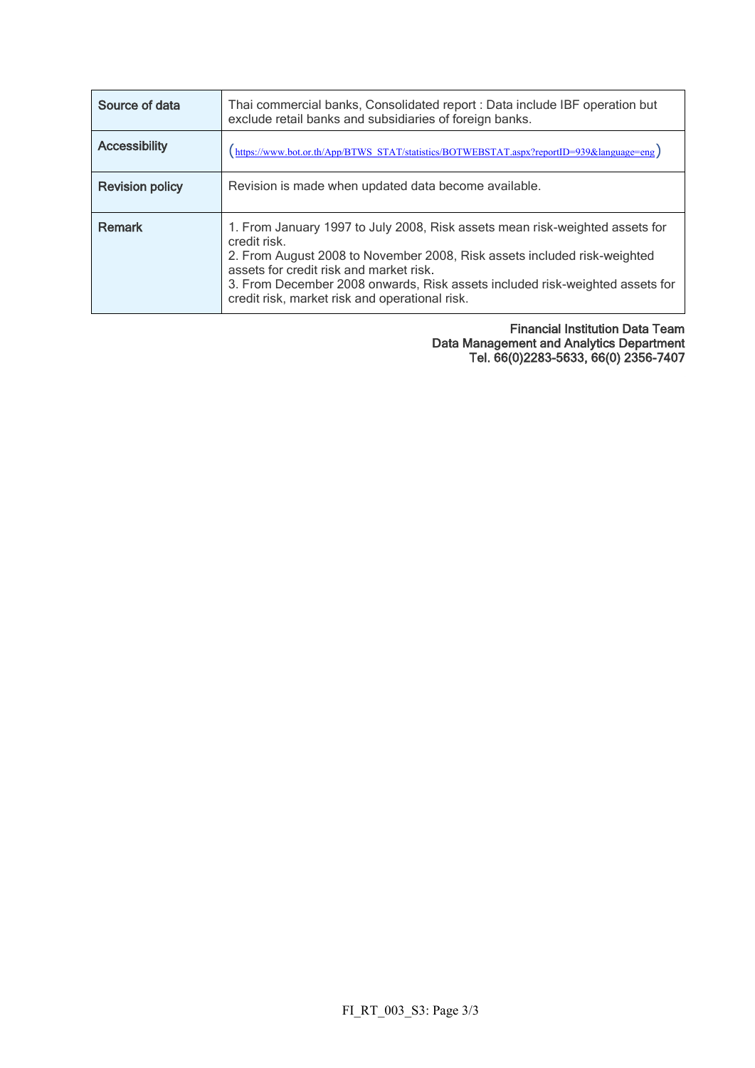| | |
|---|---|
| **Source of data** | Thai commercial banks, Consolidated report : Data include IBF operation but exclude retail banks and subsidiaries of foreign banks. |
| **Accessibility** | (https://www.bot.or.th/App/BTWS_STAT/statistics/BOTWEBSTAT.aspx?reportID=939&language=eng) |
| **Revision policy** | Revision is made when updated data become available. |
| **Remark** | 1. From January 1997 to July 2008, Risk assets mean risk-weighted assets for credit risk.<br>2. From August 2008 to November 2008, Risk assets included risk-weighted assets for credit risk and market risk.<br>3. From December 2008 onwards, Risk assets included risk-weighted assets for credit risk, market risk and operational risk. |

**Financial Institution Data Team**
**Data Management and Analytics Department**
**Tel. 66(0)2283-5633, 66(0) 2356-7407**